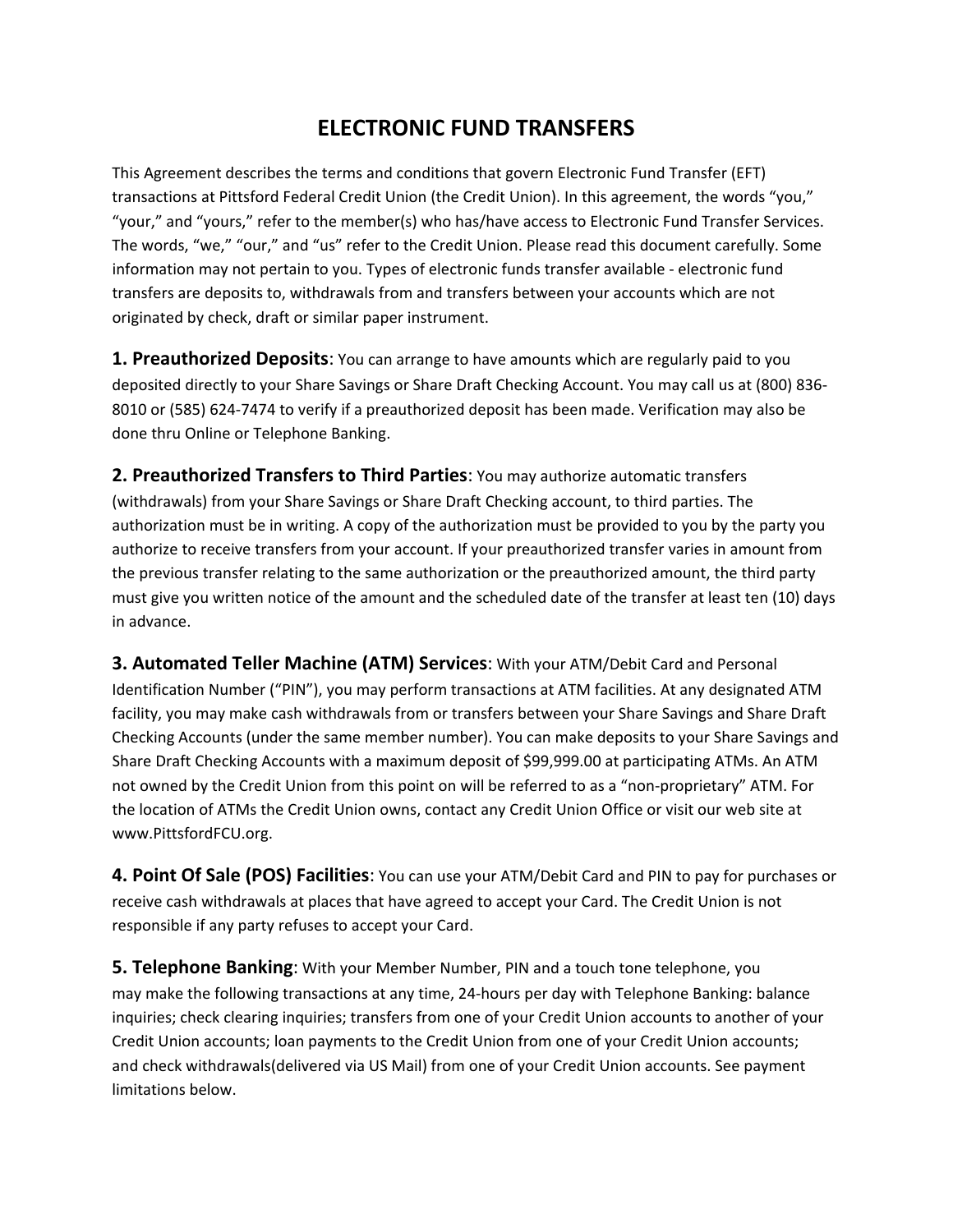# ELECTRONIC FUND TRANSFERS

This Agreement describes the terms and conditions that govern Electronic Fund Transfer (EFT) transactions at Pittsford Federal Credit Union (the Credit Union). In this agreement, the words "you," "your," and "yours," refer to the member(s) who has/have access to Electronic Fund Transfer Services. The words, "we," "our," and "us" refer to the Credit Union. Please read this document carefully. Some information may not pertain to you. Types of electronic funds transfer available - electronic fund transfers are deposits to, withdrawals from and transfers between your accounts which are not originated by check, draft or similar paper instrument.

**1. Preauthorized Deposits**: You can arrange to have amounts which are regularly paid to you deposited directly to your Share Savings or Share Draft Checking Account. You may call us at (800) 836-8010 or (585) 624-7474 to verify if a preauthorized deposit has been made. Verification may also be done thru Online or Telephone Banking.

**2. Preauthorized Transfers to Third Parties**: You may authorize automatic transfers (withdrawals) from your Share Savings or Share Draft Checking account, to third parties. The authorization must be in writing. A copy of the authorization must be provided to you by the party you authorize to receive transfers from your account. If your preauthorized transfer varies in amount from the previous transfer relating to the same authorization or the preauthorized amount, the third party must give you written notice of the amount and the scheduled date of the transfer at least ten (10) days in advance.

**3. Automated Teller Machine (ATM) Services**: With your ATM/Debit Card and Personal Identification Number ("PIN"), you may perform transactions at ATM facilities. At any designated ATM facility, you may make cash withdrawals from or transfers between your Share Savings and Share Draft Checking Accounts (under the same member number). You can make deposits to your Share Savings and Share Draft Checking Accounts with a maximum deposit of $99,999.00 at participating ATMs. An ATM not owned by the Credit Union from this point on will be referred to as a "non-proprietary" ATM. For the location of ATMs the Credit Union owns, contact any Credit Union Office or visit our web site at www.PittsfordFCU.org.

**4. Point Of Sale (POS) Facilities**: You can use your ATM/Debit Card and PIN to pay for purchases or receive cash withdrawals at places that have agreed to accept your Card. The Credit Union is not responsible if any party refuses to accept your Card.

**5. Telephone Banking**: With your Member Number, PIN and a touch tone telephone, you may make the following transactions at any time, 24-hours per day with Telephone Banking: balance inquiries; check clearing inquiries; transfers from one of your Credit Union accounts to another of your Credit Union accounts; loan payments to the Credit Union from one of your Credit Union accounts; and check withdrawals(delivered via US Mail) from one of your Credit Union accounts. See payment limitations below.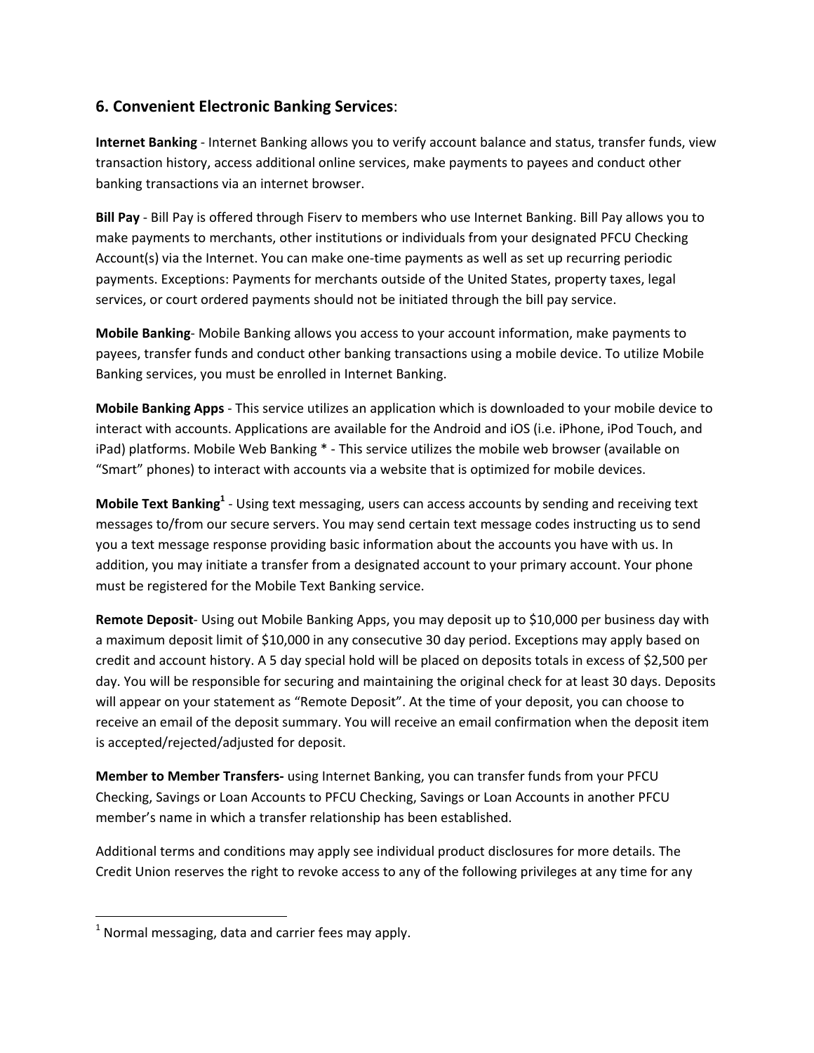## 6. Convenient Electronic Banking Services:

**Internet Banking** - Internet Banking allows you to verify account balance and status, transfer funds, view transaction history, access additional online services, make payments to payees and conduct other banking transactions via an internet browser.

**Bill Pay** - Bill Pay is offered through Fiserv to members who use Internet Banking. Bill Pay allows you to make payments to merchants, other institutions or individuals from your designated PFCU Checking Account(s) via the Internet. You can make one-time payments as well as set up recurring periodic payments. Exceptions: Payments for merchants outside of the United States, property taxes, legal services, or court ordered payments should not be initiated through the bill pay service.

**Mobile Banking**- Mobile Banking allows you access to your account information, make payments to payees, transfer funds and conduct other banking transactions using a mobile device. To utilize Mobile Banking services, you must be enrolled in Internet Banking.

**Mobile Banking Apps** - This service utilizes an application which is downloaded to your mobile device to interact with accounts. Applications are available for the Android and iOS (i.e. iPhone, iPod Touch, and iPad) platforms. Mobile Web Banking * - This service utilizes the mobile web browser (available on "Smart" phones) to interact with accounts via a website that is optimized for mobile devices.

**Mobile Text Banking**[1] - Using text messaging, users can access accounts by sending and receiving text messages to/from our secure servers. You may send certain text message codes instructing us to send you a text message response providing basic information about the accounts you have with us. In addition, you may initiate a transfer from a designated account to your primary account. Your phone must be registered for the Mobile Text Banking service.

**Remote Deposit**- Using out Mobile Banking Apps, you may deposit up to $10,000 per business day with a maximum deposit limit of $10,000 in any consecutive 30 day period. Exceptions may apply based on credit and account history. A 5 day special hold will be placed on deposits totals in excess of $2,500 per day. You will be responsible for securing and maintaining the original check for at least 30 days. Deposits will appear on your statement as "Remote Deposit". At the time of your deposit, you can choose to receive an email of the deposit summary. You will receive an email confirmation when the deposit item is accepted/rejected/adjusted for deposit.

**Member to Member Transfers-** using Internet Banking, you can transfer funds from your PFCU Checking, Savings or Loan Accounts to PFCU Checking, Savings or Loan Accounts in another PFCU member's name in which a transfer relationship has been established.

Additional terms and conditions may apply see individual product disclosures for more details. The Credit Union reserves the right to revoke access to any of the following privileges at any time for any

---

[1] Normal messaging, data and carrier fees may apply.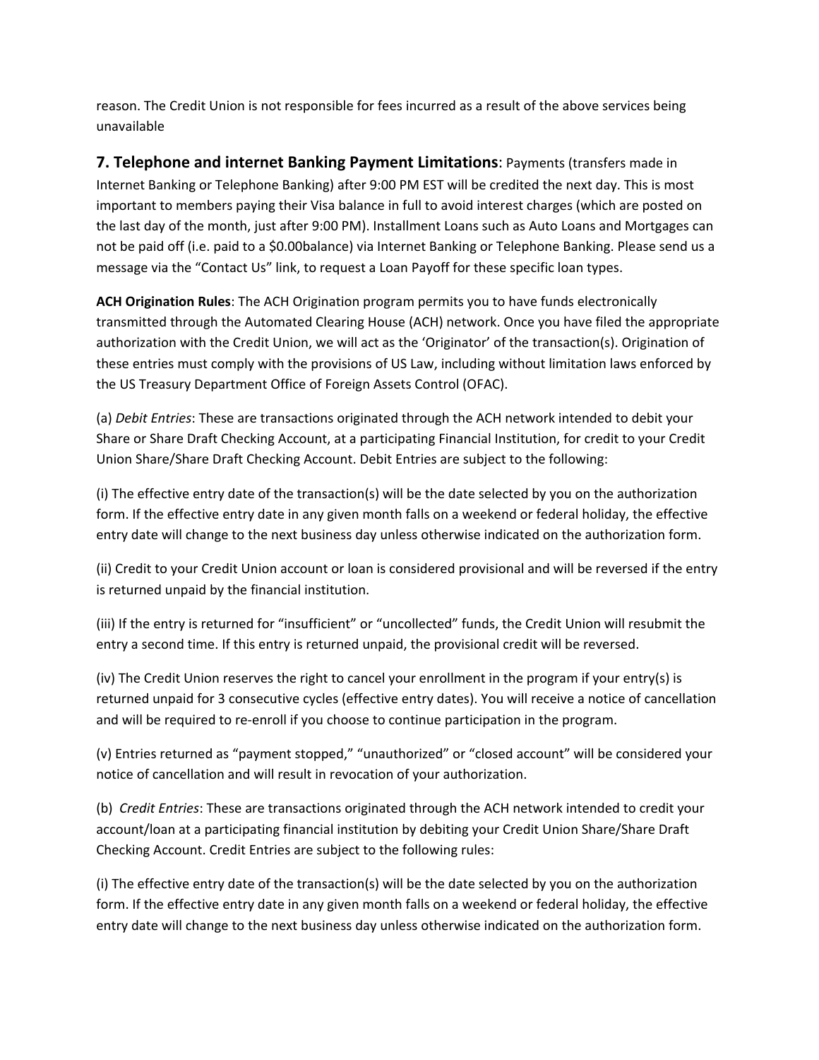reason. The Credit Union is not responsible for fees incurred as a result of the above services being unavailable

## 7. Telephone and internet Banking Payment Limitations

: Payments (transfers made in Internet Banking or Telephone Banking) after 9:00 PM EST will be credited the next day. This is most important to members paying their Visa balance in full to avoid interest charges (which are posted on the last day of the month, just after 9:00 PM). Installment Loans such as Auto Loans and Mortgages can not be paid off (i.e. paid to a $0.00balance) via Internet Banking or Telephone Banking. Please send us a message via the "Contact Us" link, to request a Loan Payoff for these specific loan types.

**ACH Origination Rules**: The ACH Origination program permits you to have funds electronically transmitted through the Automated Clearing House (ACH) network. Once you have filed the appropriate authorization with the Credit Union, we will act as the 'Originator' of the transaction(s). Origination of these entries must comply with the provisions of US Law, including without limitation laws enforced by the US Treasury Department Office of Foreign Assets Control (OFAC).

(a) *Debit Entries*: These are transactions originated through the ACH network intended to debit your Share or Share Draft Checking Account, at a participating Financial Institution, for credit to your Credit Union Share/Share Draft Checking Account. Debit Entries are subject to the following:

(i) The effective entry date of the transaction(s) will be the date selected by you on the authorization form. If the effective entry date in any given month falls on a weekend or federal holiday, the effective entry date will change to the next business day unless otherwise indicated on the authorization form.

(ii) Credit to your Credit Union account or loan is considered provisional and will be reversed if the entry is returned unpaid by the financial institution.

(iii) If the entry is returned for "insufficient" or "uncollected" funds, the Credit Union will resubmit the entry a second time. If this entry is returned unpaid, the provisional credit will be reversed.

(iv) The Credit Union reserves the right to cancel your enrollment in the program if your entry(s) is returned unpaid for 3 consecutive cycles (effective entry dates). You will receive a notice of cancellation and will be required to re-enroll if you choose to continue participation in the program.

(v) Entries returned as "payment stopped," "unauthorized" or "closed account" will be considered your notice of cancellation and will result in revocation of your authorization.

(b) *Credit Entries*: These are transactions originated through the ACH network intended to credit your account/loan at a participating financial institution by debiting your Credit Union Share/Share Draft Checking Account. Credit Entries are subject to the following rules:

(i) The effective entry date of the transaction(s) will be the date selected by you on the authorization form. If the effective entry date in any given month falls on a weekend or federal holiday, the effective entry date will change to the next business day unless otherwise indicated on the authorization form.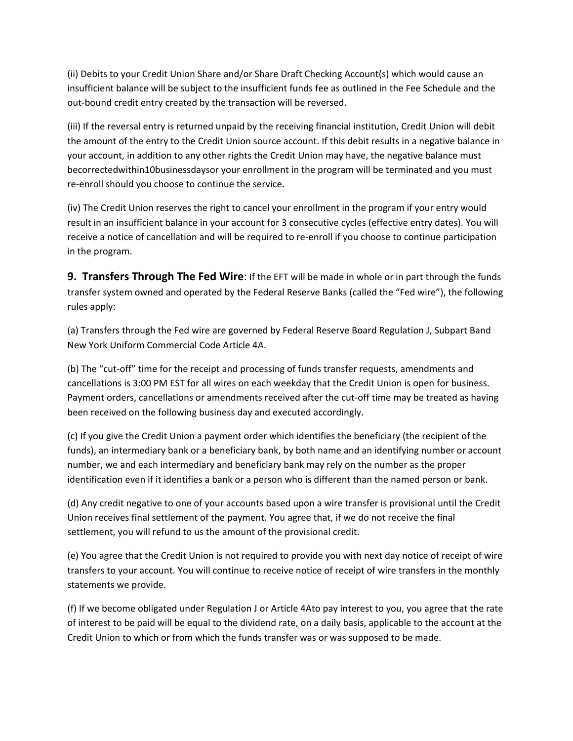(ii) Debits to your Credit Union Share and/or Share Draft Checking Account(s) which would cause an insufficient balance will be subject to the insufficient funds fee as outlined in the Fee Schedule and the out-bound credit entry created by the transaction will be reversed.

(iii) If the reversal entry is returned unpaid by the receiving financial institution, Credit Union will debit the amount of the entry to the Credit Union source account. If this debit results in a negative balance in your account, in addition to any other rights the Credit Union may have, the negative balance must becorrectedwithin10businessdaysor your enrollment in the program will be terminated and you must re-enroll should you choose to continue the service.

(iv) The Credit Union reserves the right to cancel your enrollment in the program if your entry would result in an insufficient balance in your account for 3 consecutive cycles (effective entry dates). You will receive a notice of cancellation and will be required to re-enroll if you choose to continue participation in the program.

**9. Transfers Through The Fed Wire**: If the EFT will be made in whole or in part through the funds transfer system owned and operated by the Federal Reserve Banks (called the "Fed wire"), the following rules apply:

(a) Transfers through the Fed wire are governed by Federal Reserve Board Regulation J, Subpart Band New York Uniform Commercial Code Article 4A.

(b) The "cut-off" time for the receipt and processing of funds transfer requests, amendments and cancellations is 3:00 PM EST for all wires on each weekday that the Credit Union is open for business. Payment orders, cancellations or amendments received after the cut-off time may be treated as having been received on the following business day and executed accordingly.

(c) If you give the Credit Union a payment order which identifies the beneficiary (the recipient of the funds), an intermediary bank or a beneficiary bank, by both name and an identifying number or account number, we and each intermediary and beneficiary bank may rely on the number as the proper identification even if it identifies a bank or a person who is different than the named person or bank.

(d) Any credit negative to one of your accounts based upon a wire transfer is provisional until the Credit Union receives final settlement of the payment. You agree that, if we do not receive the final settlement, you will refund to us the amount of the provisional credit.

(e) You agree that the Credit Union is not required to provide you with next day notice of receipt of wire transfers to your account. You will continue to receive notice of receipt of wire transfers in the monthly statements we provide.

(f) If we become obligated under Regulation J or Article 4Ato pay interest to you, you agree that the rate of interest to be paid will be equal to the dividend rate, on a daily basis, applicable to the account at the Credit Union to which or from which the funds transfer was or was supposed to be made.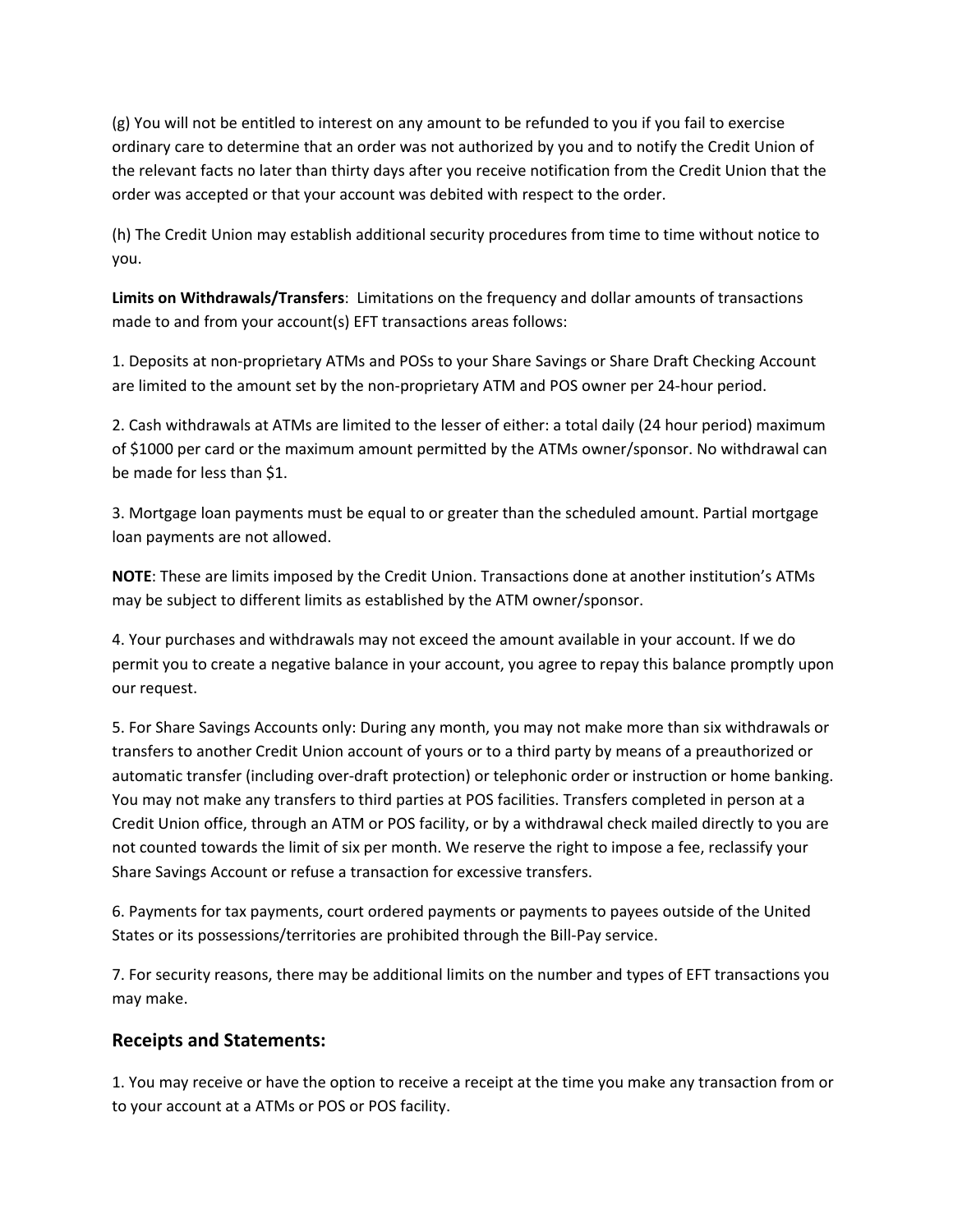(g) You will not be entitled to interest on any amount to be refunded to you if you fail to exercise ordinary care to determine that an order was not authorized by you and to notify the Credit Union of the relevant facts no later than thirty days after you receive notification from the Credit Union that the order was accepted or that your account was debited with respect to the order.

(h) The Credit Union may establish additional security procedures from time to time without notice to you.

**Limits on Withdrawals/Transfers**: Limitations on the frequency and dollar amounts of transactions made to and from your account(s) EFT transactions areas follows:

1. Deposits at non-proprietary ATMs and POSs to your Share Savings or Share Draft Checking Account are limited to the amount set by the non-proprietary ATM and POS owner per 24-hour period.

2. Cash withdrawals at ATMs are limited to the lesser of either: a total daily (24 hour period) maximum of $1000 per card or the maximum amount permitted by the ATMs owner/sponsor. No withdrawal can be made for less than $1.

3. Mortgage loan payments must be equal to or greater than the scheduled amount. Partial mortgage loan payments are not allowed.

**NOTE**: These are limits imposed by the Credit Union. Transactions done at another institution's ATMs may be subject to different limits as established by the ATM owner/sponsor.

4. Your purchases and withdrawals may not exceed the amount available in your account. If we do permit you to create a negative balance in your account, you agree to repay this balance promptly upon our request.

5. For Share Savings Accounts only: During any month, you may not make more than six withdrawals or transfers to another Credit Union account of yours or to a third party by means of a preauthorized or automatic transfer (including over-draft protection) or telephonic order or instruction or home banking. You may not make any transfers to third parties at POS facilities. Transfers completed in person at a Credit Union office, through an ATM or POS facility, or by a withdrawal check mailed directly to you are not counted towards the limit of six per month. We reserve the right to impose a fee, reclassify your Share Savings Account or refuse a transaction for excessive transfers.

6. Payments for tax payments, court ordered payments or payments to payees outside of the United States or its possessions/territories are prohibited through the Bill-Pay service.

7. For security reasons, there may be additional limits on the number and types of EFT transactions you may make.

## Receipts and Statements:

1. You may receive or have the option to receive a receipt at the time you make any transaction from or to your account at a ATMs or POS or POS facility.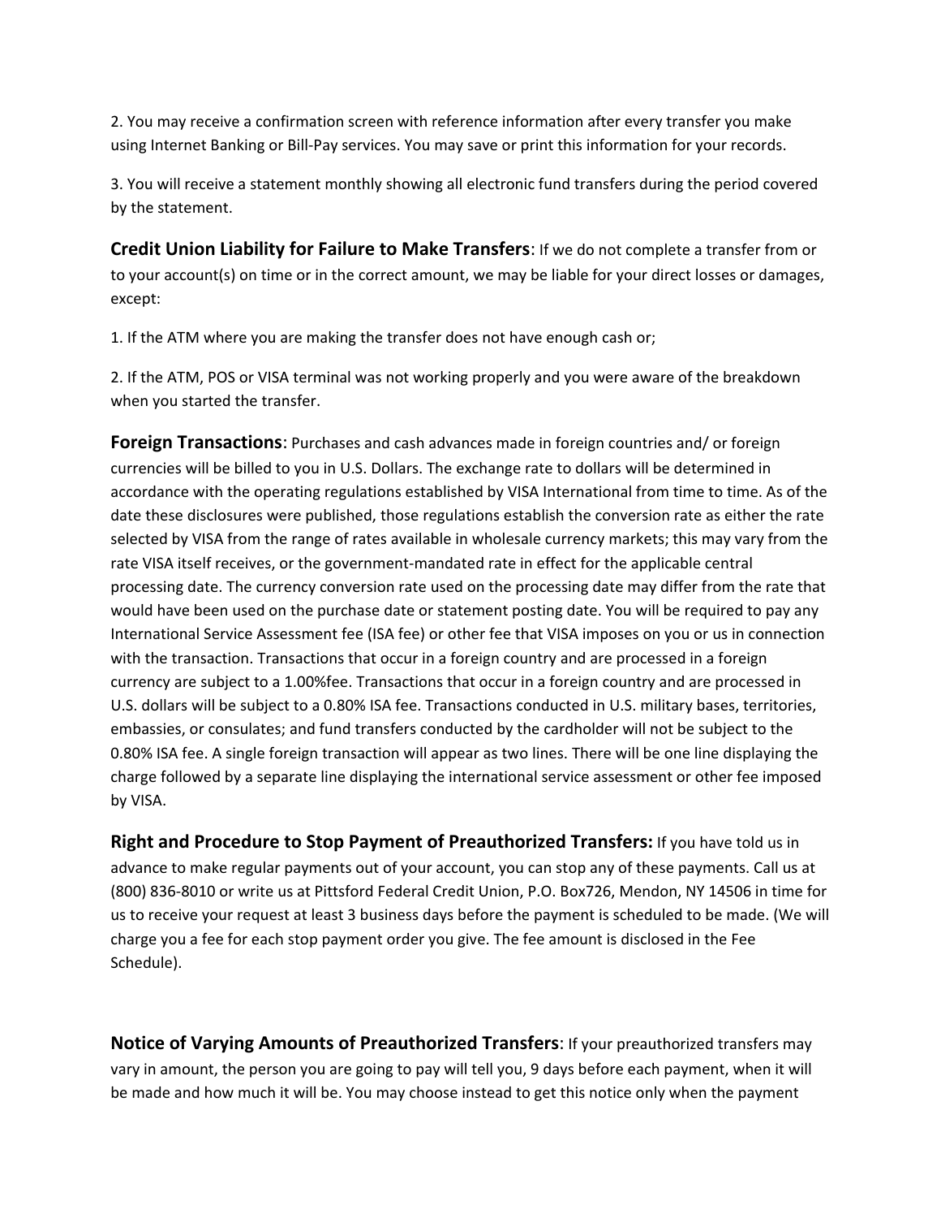2. You may receive a confirmation screen with reference information after every transfer you make using Internet Banking or Bill-Pay services. You may save or print this information for your records.

3. You will receive a statement monthly showing all electronic fund transfers during the period covered by the statement.

**Credit Union Liability for Failure to Make Transfers**: If we do not complete a transfer from or to your account(s) on time or in the correct amount, we may be liable for your direct losses or damages, except:

1. If the ATM where you are making the transfer does not have enough cash or;

2. If the ATM, POS or VISA terminal was not working properly and you were aware of the breakdown when you started the transfer.

**Foreign Transactions**: Purchases and cash advances made in foreign countries and/ or foreign currencies will be billed to you in U.S. Dollars. The exchange rate to dollars will be determined in accordance with the operating regulations established by VISA International from time to time. As of the date these disclosures were published, those regulations establish the conversion rate as either the rate selected by VISA from the range of rates available in wholesale currency markets; this may vary from the rate VISA itself receives, or the government-mandated rate in effect for the applicable central processing date. The currency conversion rate used on the processing date may differ from the rate that would have been used on the purchase date or statement posting date. You will be required to pay any International Service Assessment fee (ISA fee) or other fee that VISA imposes on you or us in connection with the transaction. Transactions that occur in a foreign country and are processed in a foreign currency are subject to a 1.00%fee. Transactions that occur in a foreign country and are processed in U.S. dollars will be subject to a 0.80% ISA fee. Transactions conducted in U.S. military bases, territories, embassies, or consulates; and fund transfers conducted by the cardholder will not be subject to the 0.80% ISA fee. A single foreign transaction will appear as two lines. There will be one line displaying the charge followed by a separate line displaying the international service assessment or other fee imposed by VISA.

**Right and Procedure to Stop Payment of Preauthorized Transfers:** If you have told us in advance to make regular payments out of your account, you can stop any of these payments. Call us at (800) 836-8010 or write us at Pittsford Federal Credit Union, P.O. Box726, Mendon, NY 14506 in time for us to receive your request at least 3 business days before the payment is scheduled to be made. (We will charge you a fee for each stop payment order you give. The fee amount is disclosed in the Fee Schedule).

**Notice of Varying Amounts of Preauthorized Transfers**: If your preauthorized transfers may vary in amount, the person you are going to pay will tell you, 9 days before each payment, when it will be made and how much it will be. You may choose instead to get this notice only when the payment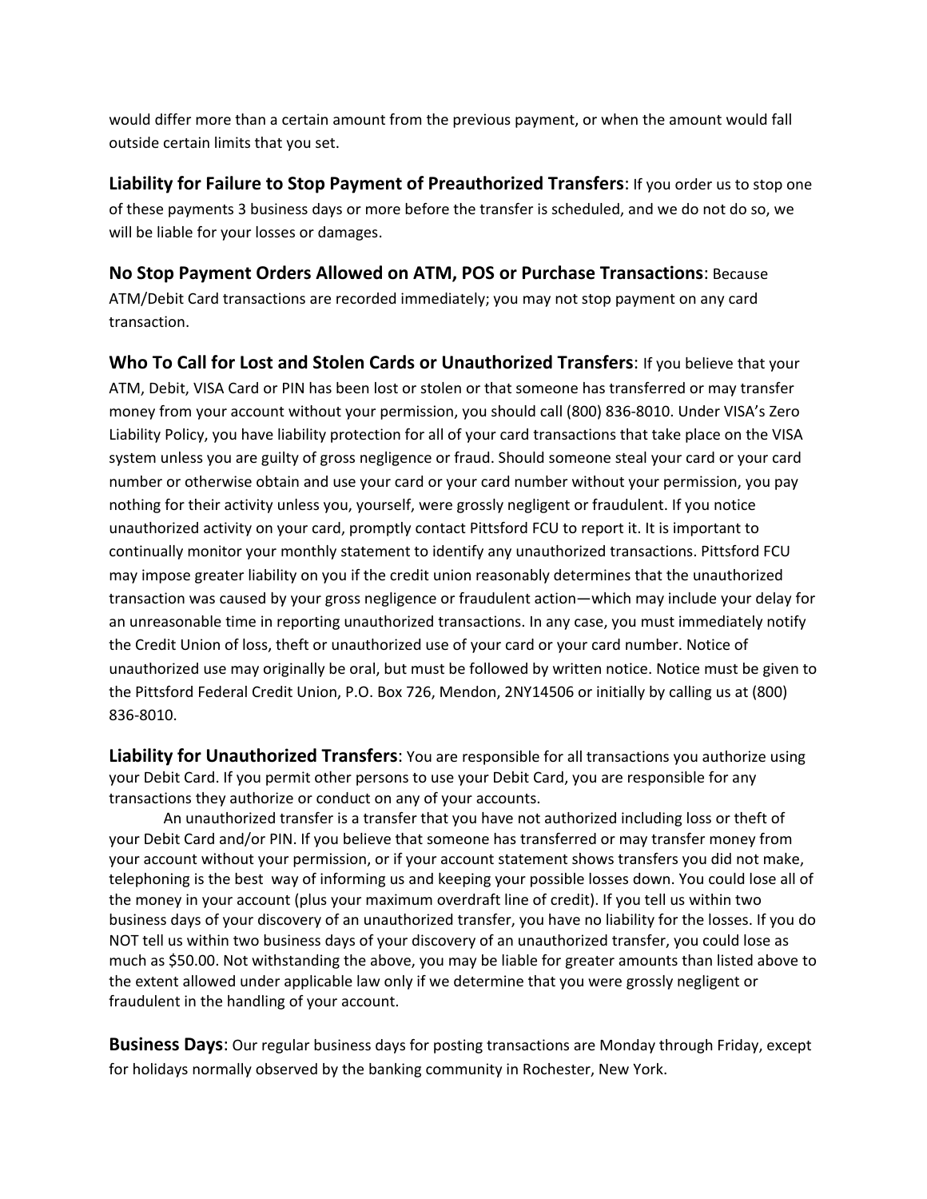would differ more than a certain amount from the previous payment, or when the amount would fall outside certain limits that you set.

**Liability for Failure to Stop Payment of Preauthorized Transfers**: If you order us to stop one of these payments 3 business days or more before the transfer is scheduled, and we do not do so, we will be liable for your losses or damages.

**No Stop Payment Orders Allowed on ATM, POS or Purchase Transactions**: Because ATM/Debit Card transactions are recorded immediately; you may not stop payment on any card transaction.

**Who To Call for Lost and Stolen Cards or Unauthorized Transfers**: If you believe that your ATM, Debit, VISA Card or PIN has been lost or stolen or that someone has transferred or may transfer money from your account without your permission, you should call (800) 836-8010. Under VISA's Zero Liability Policy, you have liability protection for all of your card transactions that take place on the VISA system unless you are guilty of gross negligence or fraud. Should someone steal your card or your card number or otherwise obtain and use your card or your card number without your permission, you pay nothing for their activity unless you, yourself, were grossly negligent or fraudulent. If you notice unauthorized activity on your card, promptly contact Pittsford FCU to report it. It is important to continually monitor your monthly statement to identify any unauthorized transactions. Pittsford FCU may impose greater liability on you if the credit union reasonably determines that the unauthorized transaction was caused by your gross negligence or fraudulent action—which may include your delay for an unreasonable time in reporting unauthorized transactions. In any case, you must immediately notify the Credit Union of loss, theft or unauthorized use of your card or your card number. Notice of unauthorized use may originally be oral, but must be followed by written notice. Notice must be given to the Pittsford Federal Credit Union, P.O. Box 726, Mendon, 2NY14506 or initially by calling us at (800) 836-8010.

**Liability for Unauthorized Transfers**: You are responsible for all transactions you authorize using your Debit Card. If you permit other persons to use your Debit Card, you are responsible for any transactions they authorize or conduct on any of your accounts.

An unauthorized transfer is a transfer that you have not authorized including loss or theft of your Debit Card and/or PIN. If you believe that someone has transferred or may transfer money from your account without your permission, or if your account statement shows transfers you did not make, telephoning is the best way of informing us and keeping your possible losses down. You could lose all of the money in your account (plus your maximum overdraft line of credit). If you tell us within two business days of your discovery of an unauthorized transfer, you have no liability for the losses. If you do NOT tell us within two business days of your discovery of an unauthorized transfer, you could lose as much as $50.00. Not withstanding the above, you may be liable for greater amounts than listed above to the extent allowed under applicable law only if we determine that you were grossly negligent or fraudulent in the handling of your account.

**Business Days**: Our regular business days for posting transactions are Monday through Friday, except for holidays normally observed by the banking community in Rochester, New York.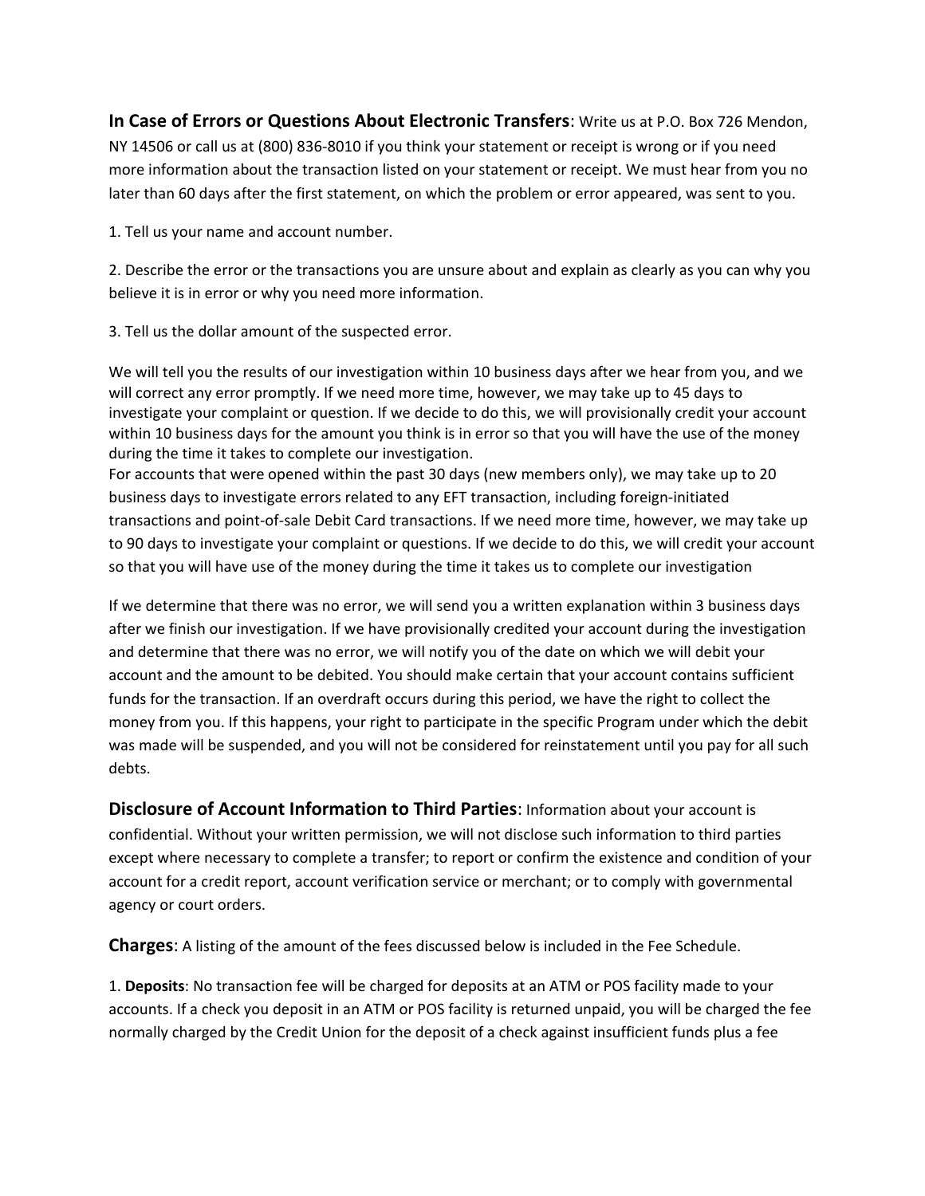**In Case of Errors or Questions About Electronic Transfers**: Write us at P.O. Box 726 Mendon, NY 14506 or call us at (800) 836-8010 if you think your statement or receipt is wrong or if you need more information about the transaction listed on your statement or receipt. We must hear from you no later than 60 days after the first statement, on which the problem or error appeared, was sent to you.

1. Tell us your name and account number.

2. Describe the error or the transactions you are unsure about and explain as clearly as you can why you believe it is in error or why you need more information.

3. Tell us the dollar amount of the suspected error.

We will tell you the results of our investigation within 10 business days after we hear from you, and we will correct any error promptly. If we need more time, however, we may take up to 45 days to investigate your complaint or question. If we decide to do this, we will provisionally credit your account within 10 business days for the amount you think is in error so that you will have the use of the money during the time it takes to complete our investigation.
For accounts that were opened within the past 30 days (new members only), we may take up to 20 business days to investigate errors related to any EFT transaction, including foreign-initiated transactions and point-of-sale Debit Card transactions. If we need more time, however, we may take up to 90 days to investigate your complaint or questions. If we decide to do this, we will credit your account so that you will have use of the money during the time it takes us to complete our investigation

If we determine that there was no error, we will send you a written explanation within 3 business days after we finish our investigation. If we have provisionally credited your account during the investigation and determine that there was no error, we will notify you of the date on which we will debit your account and the amount to be debited. You should make certain that your account contains sufficient funds for the transaction. If an overdraft occurs during this period, we have the right to collect the money from you. If this happens, your right to participate in the specific Program under which the debit was made will be suspended, and you will not be considered for reinstatement until you pay for all such debts.

**Disclosure of Account Information to Third Parties**: Information about your account is confidential. Without your written permission, we will not disclose such information to third parties except where necessary to complete a transfer; to report or confirm the existence and condition of your account for a credit report, account verification service or merchant; or to comply with governmental agency or court orders.

**Charges**: A listing of the amount of the fees discussed below is included in the Fee Schedule.

1. **Deposits**: No transaction fee will be charged for deposits at an ATM or POS facility made to your accounts. If a check you deposit in an ATM or POS facility is returned unpaid, you will be charged the fee normally charged by the Credit Union for the deposit of a check against insufficient funds plus a fee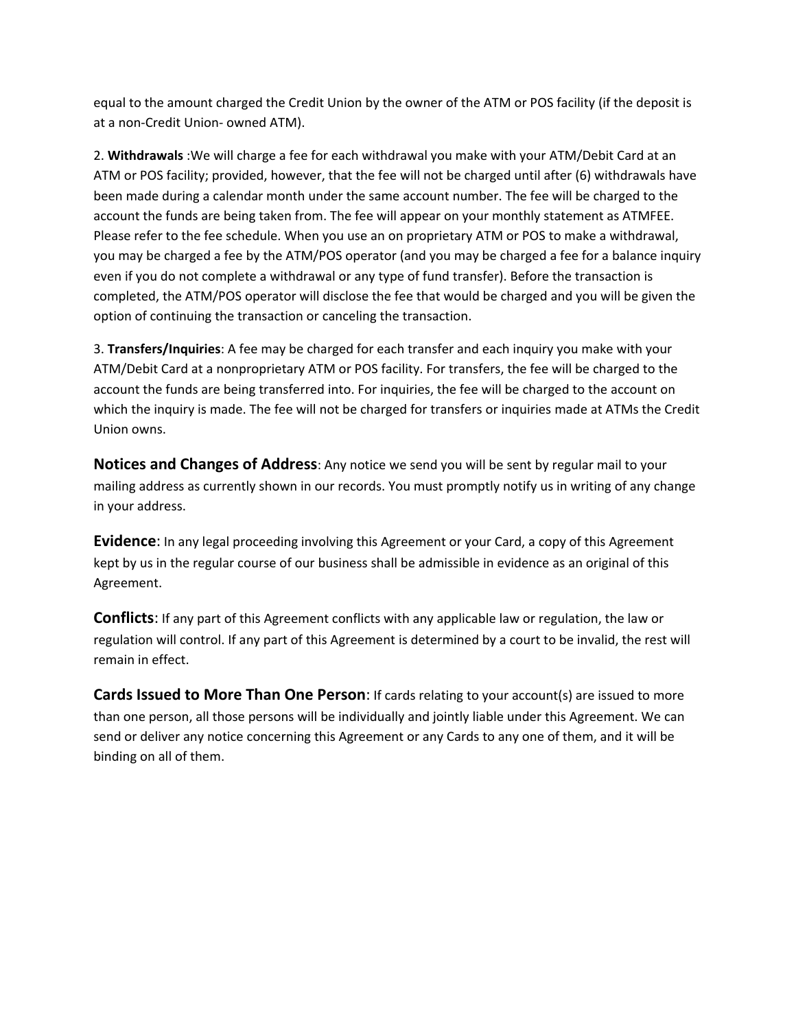equal to the amount charged the Credit Union by the owner of the ATM or POS facility (if the deposit is at a non-Credit Union- owned ATM).

2. **Withdrawals** :We will charge a fee for each withdrawal you make with your ATM/Debit Card at an ATM or POS facility; provided, however, that the fee will not be charged until after (6) withdrawals have been made during a calendar month under the same account number. The fee will be charged to the account the funds are being taken from. The fee will appear on your monthly statement as ATMFEE. Please refer to the fee schedule. When you use an on proprietary ATM or POS to make a withdrawal, you may be charged a fee by the ATM/POS operator (and you may be charged a fee for a balance inquiry even if you do not complete a withdrawal or any type of fund transfer). Before the transaction is completed, the ATM/POS operator will disclose the fee that would be charged and you will be given the option of continuing the transaction or canceling the transaction.

3. **Transfers/Inquiries**: A fee may be charged for each transfer and each inquiry you make with your ATM/Debit Card at a nonproprietary ATM or POS facility. For transfers, the fee will be charged to the account the funds are being transferred into. For inquiries, the fee will be charged to the account on which the inquiry is made. The fee will not be charged for transfers or inquiries made at ATMs the Credit Union owns.

**Notices and Changes of Address**: Any notice we send you will be sent by regular mail to your mailing address as currently shown in our records. You must promptly notify us in writing of any change in your address.

**Evidence**: In any legal proceeding involving this Agreement or your Card, a copy of this Agreement kept by us in the regular course of our business shall be admissible in evidence as an original of this Agreement.

**Conflicts**: If any part of this Agreement conflicts with any applicable law or regulation, the law or regulation will control. If any part of this Agreement is determined by a court to be invalid, the rest will remain in effect.

**Cards Issued to More Than One Person**: If cards relating to your account(s) are issued to more than one person, all those persons will be individually and jointly liable under this Agreement. We can send or deliver any notice concerning this Agreement or any Cards to any one of them, and it will be binding on all of them.